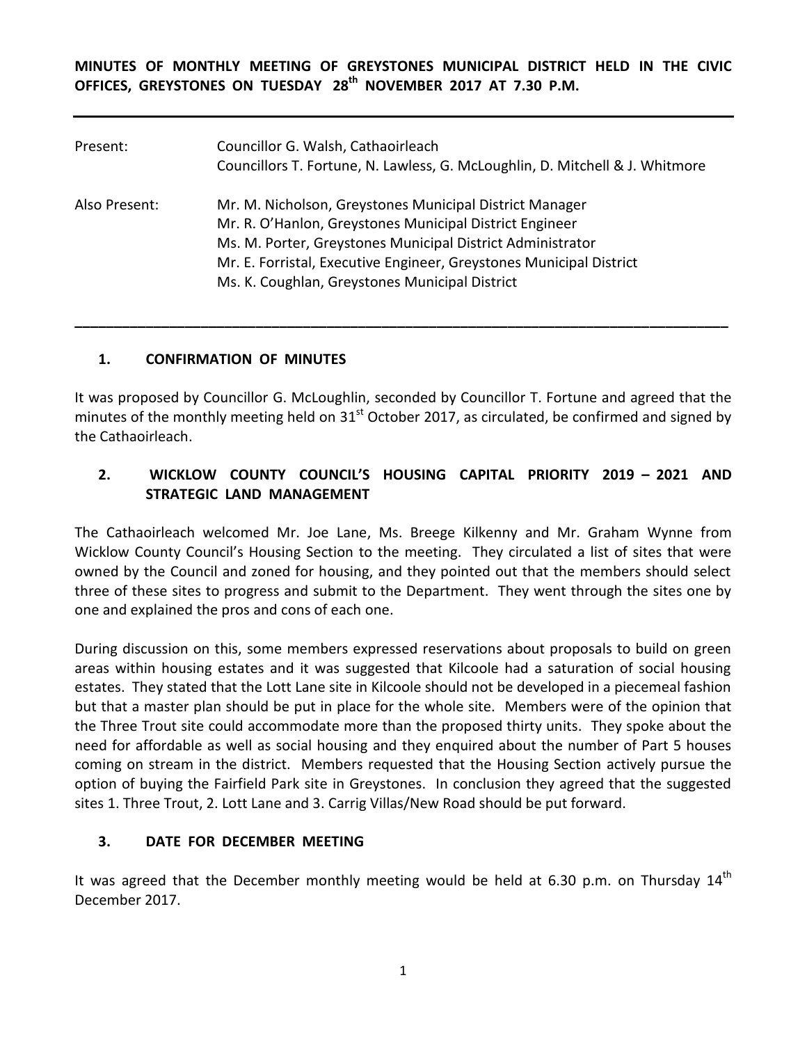**MINUTES OF MONTHLY MEETING OF GREYSTONES MUNICIPAL DISTRICT HELD IN THE CIVIC OFFICES, GREYSTONES ON TUESDAY 28th NOVEMBER 2017 AT 7.30 P.M.**

---

Present: Councillor G. Walsh, Cathaoirleach
Councillors T. Fortune, N. Lawless, G. McLoughlin, D. Mitchell & J. Whitmore

Also Present: Mr. M. Nicholson, Greystones Municipal District Manager
Mr. R. O'Hanlon, Greystones Municipal District Engineer
Ms. M. Porter, Greystones Municipal District Administrator
Mr. E. Forristal, Executive Engineer, Greystones Municipal District
Ms. K. Coughlan, Greystones Municipal District

---

## 1. CONFIRMATION OF MINUTES

It was proposed by Councillor G. McLoughlin, seconded by Councillor T. Fortune and agreed that the minutes of the monthly meeting held on 31st October 2017, as circulated, be confirmed and signed by the Cathaoirleach.

## 2. WICKLOW COUNTY COUNCIL'S HOUSING CAPITAL PRIORITY 2019 – 2021 AND STRATEGIC LAND MANAGEMENT

The Cathaoirleach welcomed Mr. Joe Lane, Ms. Breege Kilkenny and Mr. Graham Wynne from Wicklow County Council's Housing Section to the meeting. They circulated a list of sites that were owned by the Council and zoned for housing, and they pointed out that the members should select three of these sites to progress and submit to the Department. They went through the sites one by one and explained the pros and cons of each one.

During discussion on this, some members expressed reservations about proposals to build on green areas within housing estates and it was suggested that Kilcoole had a saturation of social housing estates. They stated that the Lott Lane site in Kilcoole should not be developed in a piecemeal fashion but that a master plan should be put in place for the whole site. Members were of the opinion that the Three Trout site could accommodate more than the proposed thirty units. They spoke about the need for affordable as well as social housing and they enquired about the number of Part 5 houses coming on stream in the district. Members requested that the Housing Section actively pursue the option of buying the Fairfield Park site in Greystones. In conclusion they agreed that the suggested sites 1. Three Trout, 2. Lott Lane and 3. Carrig Villas/New Road should be put forward.

## 3. DATE FOR DECEMBER MEETING

It was agreed that the December monthly meeting would be held at 6.30 p.m. on Thursday 14th December 2017.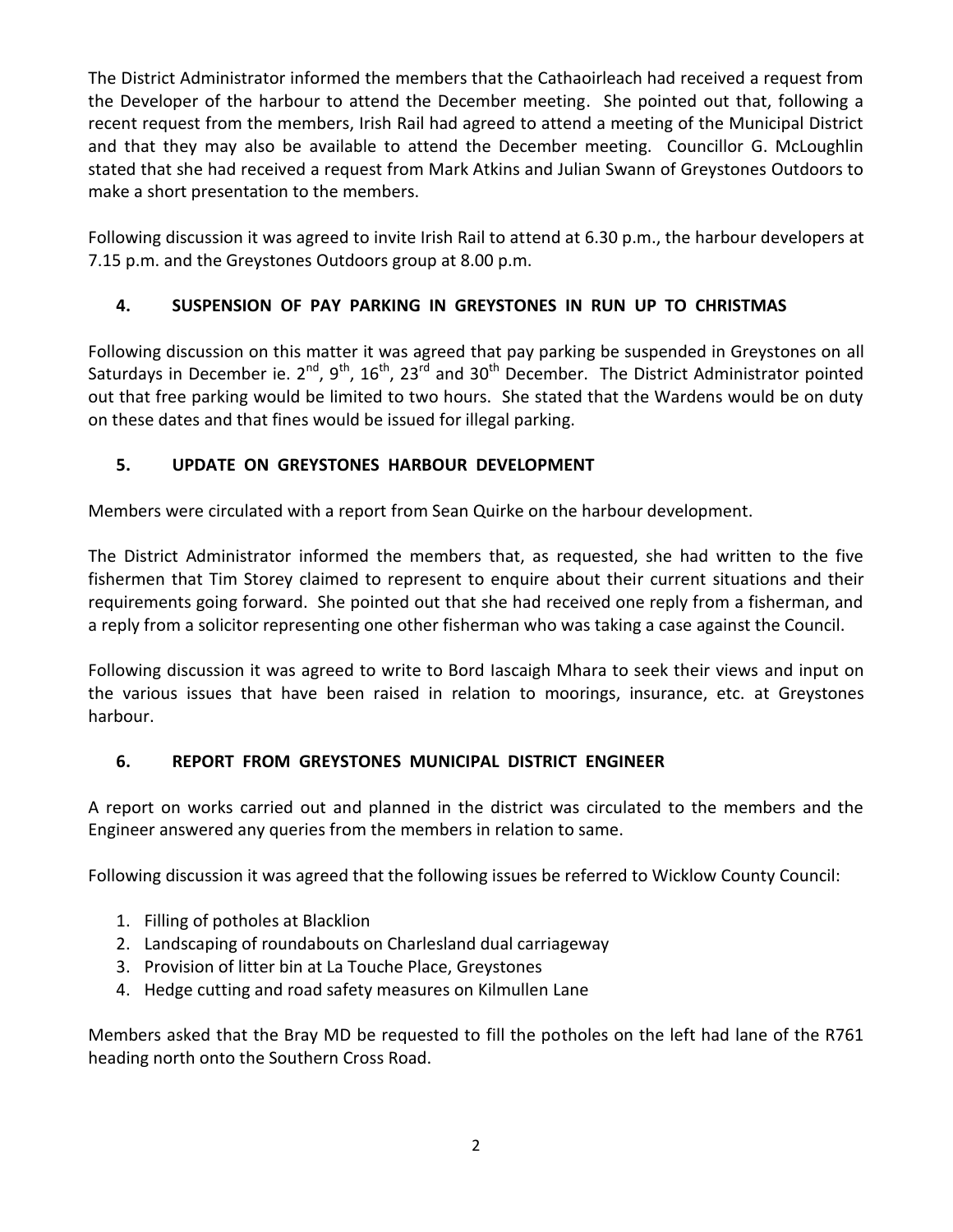The District Administrator informed the members that the Cathaoirleach had received a request from the Developer of the harbour to attend the December meeting. She pointed out that, following a recent request from the members, Irish Rail had agreed to attend a meeting of the Municipal District and that they may also be available to attend the December meeting. Councillor G. McLoughlin stated that she had received a request from Mark Atkins and Julian Swann of Greystones Outdoors to make a short presentation to the members.

Following discussion it was agreed to invite Irish Rail to attend at 6.30 p.m., the harbour developers at 7.15 p.m. and the Greystones Outdoors group at 8.00 p.m.

## 4. SUSPENSION OF PAY PARKING IN GREYSTONES IN RUN UP TO CHRISTMAS

Following discussion on this matter it was agreed that pay parking be suspended in Greystones on all Saturdays in December ie. 2nd, 9th, 16th, 23rd and 30th December. The District Administrator pointed out that free parking would be limited to two hours. She stated that the Wardens would be on duty on these dates and that fines would be issued for illegal parking.

## 5. UPDATE ON GREYSTONES HARBOUR DEVELOPMENT

Members were circulated with a report from Sean Quirke on the harbour development.

The District Administrator informed the members that, as requested, she had written to the five fishermen that Tim Storey claimed to represent to enquire about their current situations and their requirements going forward. She pointed out that she had received one reply from a fisherman, and a reply from a solicitor representing one other fisherman who was taking a case against the Council.

Following discussion it was agreed to write to Bord Iascaigh Mhara to seek their views and input on the various issues that have been raised in relation to moorings, insurance, etc. at Greystones harbour.

## 6. REPORT FROM GREYSTONES MUNICIPAL DISTRICT ENGINEER

A report on works carried out and planned in the district was circulated to the members and the Engineer answered any queries from the members in relation to same.

Following discussion it was agreed that the following issues be referred to Wicklow County Council:

1. Filling of potholes at Blacklion
2. Landscaping of roundabouts on Charlesland dual carriageway
3. Provision of litter bin at La Touche Place, Greystones
4. Hedge cutting and road safety measures on Kilmullen Lane

Members asked that the Bray MD be requested to fill the potholes on the left had lane of the R761 heading north onto the Southern Cross Road.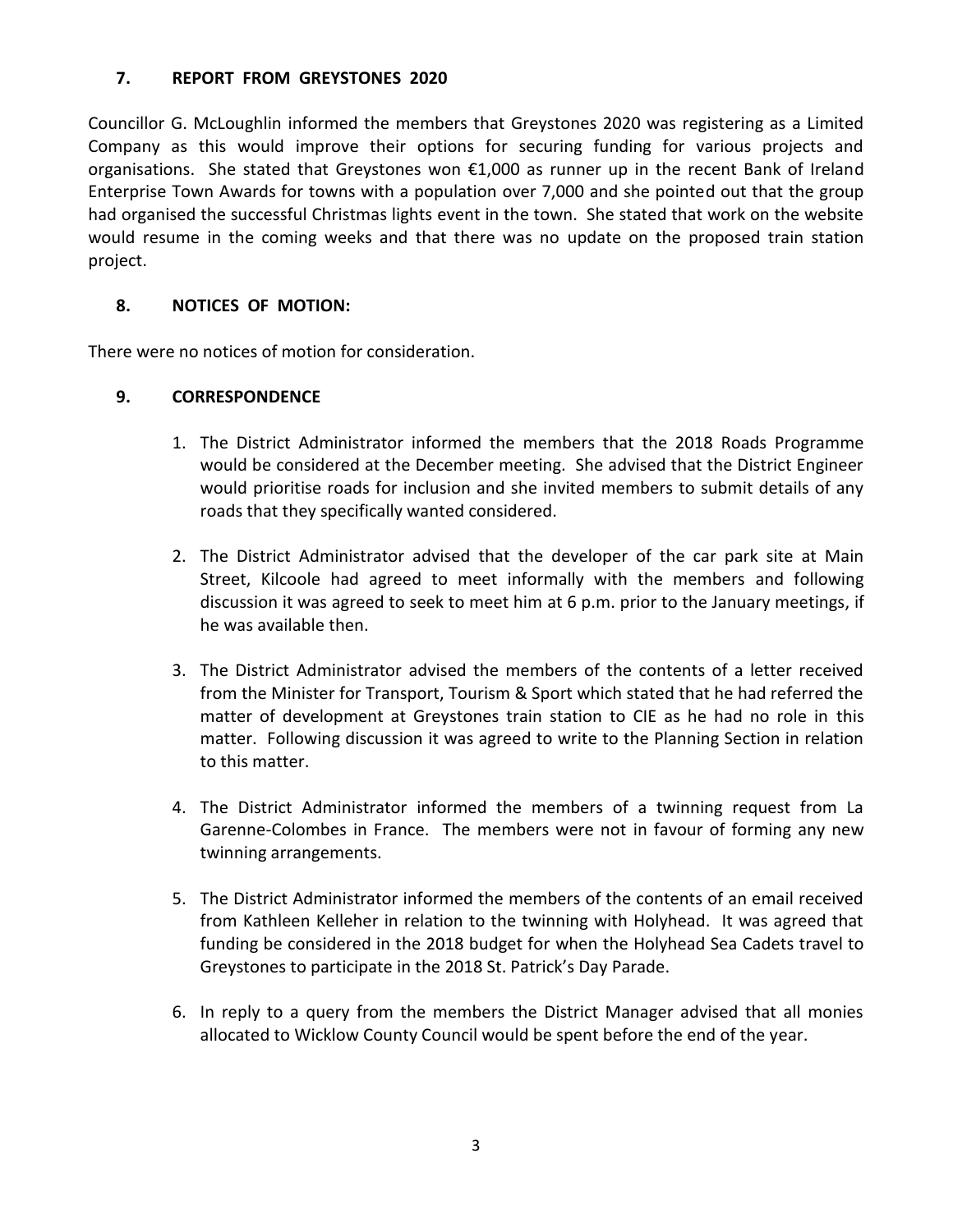## 7. REPORT FROM GREYSTONES 2020

Councillor G. McLoughlin informed the members that Greystones 2020 was registering as a Limited Company as this would improve their options for securing funding for various projects and organisations. She stated that Greystones won €1,000 as runner up in the recent Bank of Ireland Enterprise Town Awards for towns with a population over 7,000 and she pointed out that the group had organised the successful Christmas lights event in the town. She stated that work on the website would resume in the coming weeks and that there was no update on the proposed train station project.

## 8. NOTICES OF MOTION:

There were no notices of motion for consideration.

## 9. CORRESPONDENCE

1. The District Administrator informed the members that the 2018 Roads Programme would be considered at the December meeting. She advised that the District Engineer would prioritise roads for inclusion and she invited members to submit details of any roads that they specifically wanted considered.

2. The District Administrator advised that the developer of the car park site at Main Street, Kilcoole had agreed to meet informally with the members and following discussion it was agreed to seek to meet him at 6 p.m. prior to the January meetings, if he was available then.

3. The District Administrator advised the members of the contents of a letter received from the Minister for Transport, Tourism & Sport which stated that he had referred the matter of development at Greystones train station to CIE as he had no role in this matter. Following discussion it was agreed to write to the Planning Section in relation to this matter.

4. The District Administrator informed the members of a twinning request from La Garenne-Colombes in France. The members were not in favour of forming any new twinning arrangements.

5. The District Administrator informed the members of the contents of an email received from Kathleen Kelleher in relation to the twinning with Holyhead. It was agreed that funding be considered in the 2018 budget for when the Holyhead Sea Cadets travel to Greystones to participate in the 2018 St. Patrick's Day Parade.

6. In reply to a query from the members the District Manager advised that all monies allocated to Wicklow County Council would be spent before the end of the year.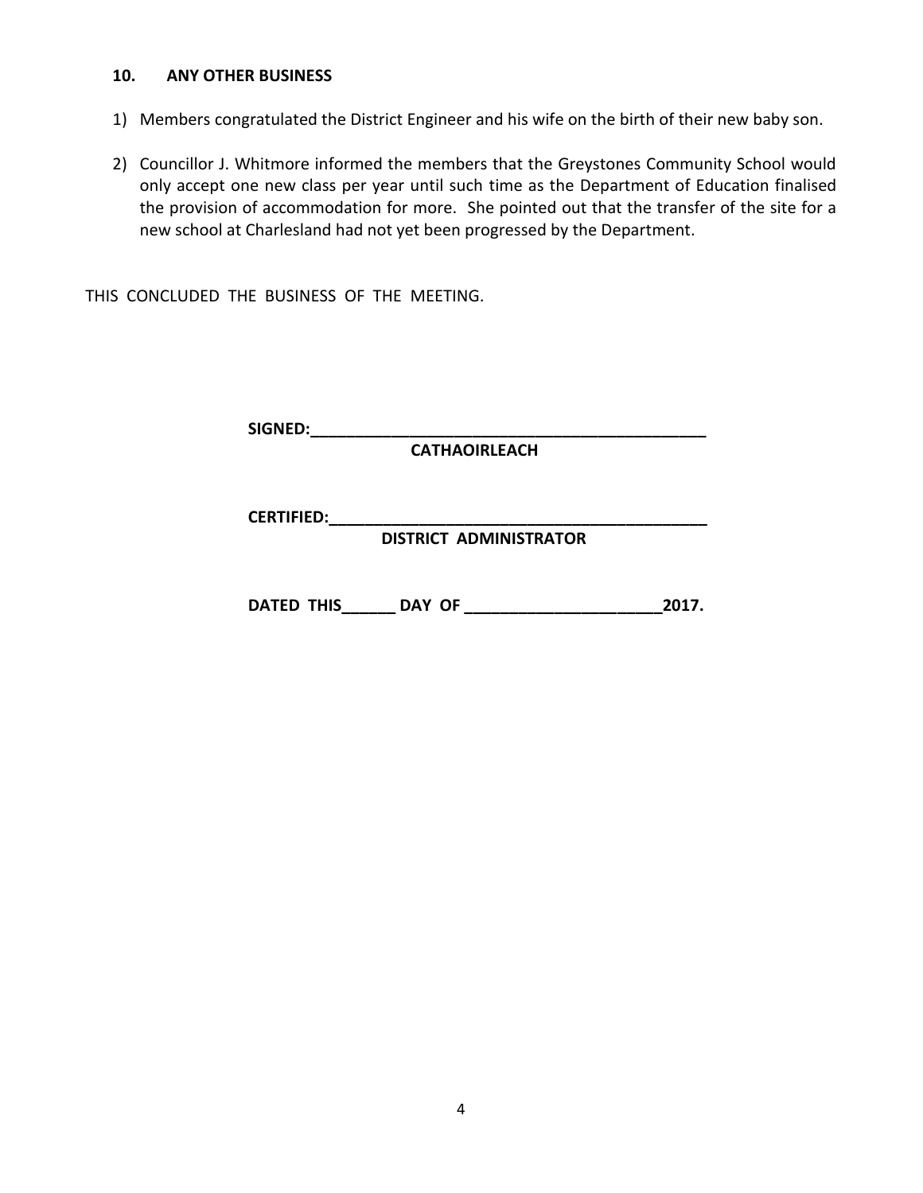## 10. ANY OTHER BUSINESS

1) Members congratulated the District Engineer and his wife on the birth of their new baby son.

2) Councillor J. Whitmore informed the members that the Greystones Community School would only accept one new class per year until such time as the Department of Education finalised the provision of accommodation for more. She pointed out that the transfer of the site for a new school at Charlesland had not yet been progressed by the Department.

THIS CONCLUDED THE BUSINESS OF THE MEETING.

**SIGNED:_______________________________________________**
**CATHAOIRLEACH**

**CERTIFIED:_____________________________________________**
**DISTRICT ADMINISTRATOR**

**DATED THIS______ DAY OF ______________________2017.**